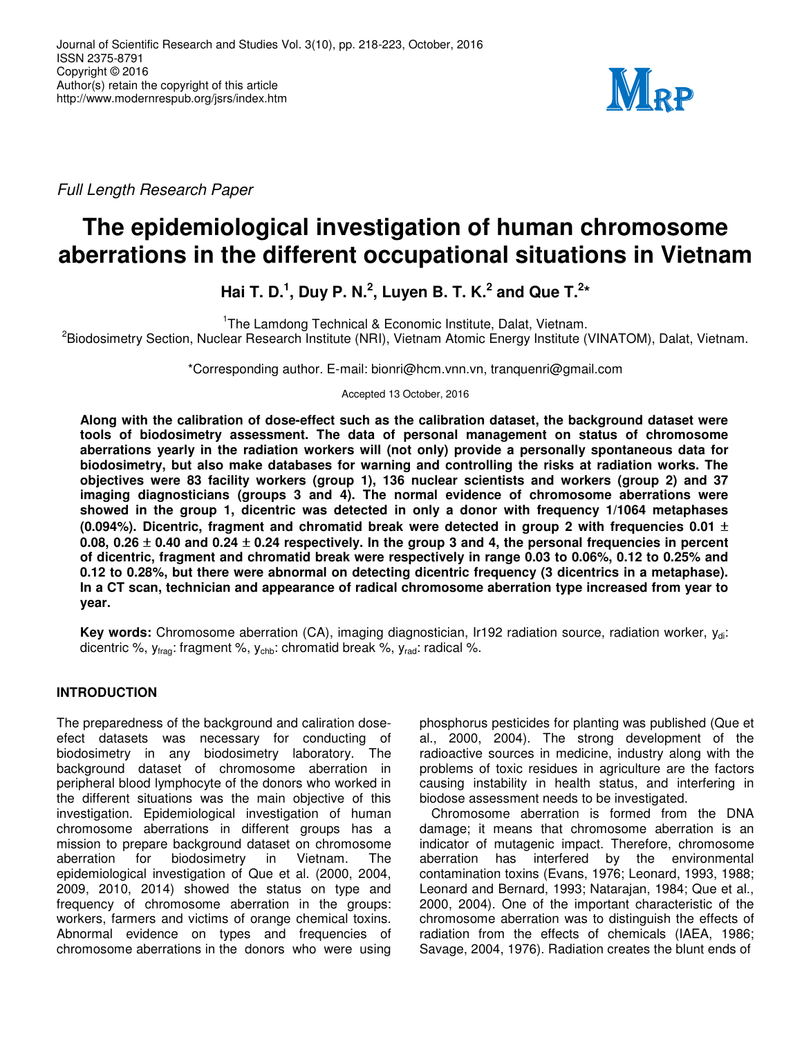Journal of Scientific Research and Studies Vol. 3(10), pp. 218-223, October, 2016
ISSN 2375-8791
Copyright © 2016
Author(s) retain the copyright of this article
http://www.modernrespub.org/jsrs/index.htm

*Full Length Research Paper*

# The epidemiological investigation of human chromosome aberrations in the different occupational situations in Vietnam

**Hai T. D.[1], Duy P. N.[2], Luyen B. T. K.[2] and Que T.[2]***

[1]The Lamdong Technical & Economic Institute, Dalat, Vietnam.
[2]Biodosimetry Section, Nuclear Research Institute (NRI), Vietnam Atomic Energy Institute (VINATOM), Dalat, Vietnam.

*Corresponding author. E-mail: bionri@hcm.vnn.vn, tranquenri@gmail.com

Accepted 13 October, 2016

**Along with the calibration of dose-effect such as the calibration dataset, the background dataset were tools of biodosimetry assessment. The data of personal management on status of chromosome aberrations yearly in the radiation workers will (not only) provide a personally spontaneous data for biodosimetry, but also make databases for warning and controlling the risks at radiation works. The objectives were 83 facility workers (group 1), 136 nuclear scientists and workers (group 2) and 37 imaging diagnosticians (groups 3 and 4). The normal evidence of chromosome aberrations were showed in the group 1, dicentric was detected in only a donor with frequency 1/1064 metaphases (0.094%). Dicentric, fragment and chromatid break were detected in group 2 with frequencies 0.01 ± 0.08, 0.26 ± 0.40 and 0.24 ± 0.24 respectively. In the group 3 and 4, the personal frequencies in percent of dicentric, fragment and chromatid break were respectively in range 0.03 to 0.06%, 0.12 to 0.25% and 0.12 to 0.28%, but there were abnormal on detecting dicentric frequency (3 dicentrics in a metaphase). In a CT scan, technician and appearance of radical chromosome aberration type increased from year to year.**

**Key words:** Chromosome aberration (CA), imaging diagnostician, Ir192 radiation source, radiation worker, $y_{di}$: dicentric %, $y_{frag}$: fragment %, $y_{chb}$: chromatid break %, $y_{rad}$: radical %.

## INTRODUCTION

The preparedness of the background and caliration dose-efect datasets was necessary for conducting of biodosimetry in any biodosimetry laboratory. The background dataset of chromosome aberration in peripheral blood lymphocyte of the donors who worked in the different situations was the main objective of this investigation. Epidemiological investigation of human chromosome aberrations in different groups has a mission to prepare background dataset on chromosome aberration for biodosimetry in Vietnam. The epidemiological investigation of Que et al. (2000, 2004, 2009, 2010, 2014) showed the status on type and frequency of chromosome aberration in the groups: workers, farmers and victims of orange chemical toxins. Abnormal evidence on types and frequencies of chromosome aberrations in the donors who were using phosphorus pesticides for planting was published (Que et al., 2000, 2004). The strong development of the radioactive sources in medicine, industry along with the problems of toxic residues in agriculture are the factors causing instability in health status, and interfering in biodose assessment needs to be investigated.

Chromosome aberration is formed from the DNA damage; it means that chromosome aberration is an indicator of mutagenic impact. Therefore, chromosome aberration has interfered by the environmental contamination toxins (Evans, 1976; Leonard, 1993, 1988; Leonard and Bernard, 1993; Natarajan, 1984; Que et al., 2000, 2004). One of the important characteristic of the chromosome aberration was to distinguish the effects of radiation from the effects of chemicals (IAEA, 1986; Savage, 2004, 1976). Radiation creates the blunt ends of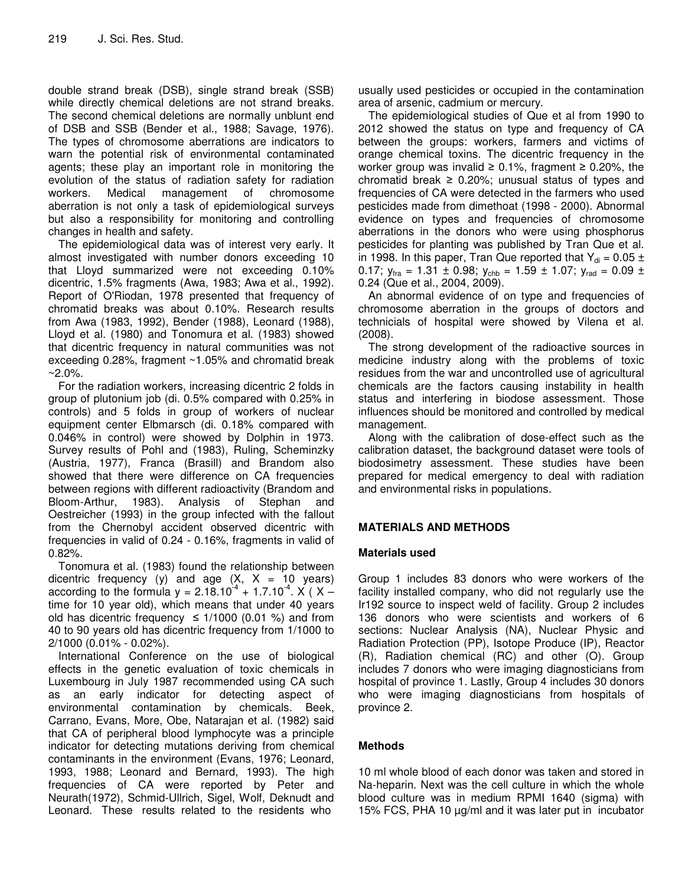double strand break (DSB), single strand break (SSB) while directly chemical deletions are not strand breaks. The second chemical deletions are normally unblunt end of DSB and SSB (Bender et al., 1988; Savage, 1976). The types of chromosome aberrations are indicators to warn the potential risk of environmental contaminated agents; these play an important role in monitoring the evolution of the status of radiation safety for radiation workers. Medical management of chromosome aberration is not only a task of epidemiological surveys but also a responsibility for monitoring and controlling changes in health and safety.

The epidemiological data was of interest very early. It almost investigated with number donors exceeding 10 that Lloyd summarized were not exceeding 0.10% dicentric, 1.5% fragments (Awa, 1983; Awa et al., 1992). Report of O'Riodan, 1978 presented that frequency of chromatid breaks was about 0.10%. Research results from Awa (1983, 1992), Bender (1988), Leonard (1988), Lloyd et al. (1980) and Tonomura et al. (1983) showed that dicentric frequency in natural communities was not exceeding 0.28%, fragment ~1.05% and chromatid break ~2.0%.

For the radiation workers, increasing dicentric 2 folds in group of plutonium job (di. 0.5% compared with 0.25% in controls) and 5 folds in group of workers of nuclear equipment center Elbmarsch (di. 0.18% compared with 0.046% in control) were showed by Dolphin in 1973. Survey results of Pohl and (1983), Ruling, Scheminzky (Austria, 1977), Franca (Brasill) and Brandom also showed that there were difference on CA frequencies between regions with different radioactivity (Brandom and Bloom-Arthur, 1983). Analysis of Stephan and Oestreicher (1993) in the group infected with the fallout from the Chernobyl accident observed dicentric with frequencies in valid of 0.24 - 0.16%, fragments in valid of 0.82%.

Tonomura et al. (1983) found the relationship between dicentric frequency (y) and age (X, X = 10 years) according to the formula $y = 2.18.10^{-4} + 1.7.10^{-4}. X$ ( X – time for 10 year old), which means that under 40 years old has dicentric frequency ≤ 1/1000 (0.01 %) and from 40 to 90 years old has dicentric frequency from 1/1000 to 2/1000 (0.01% - 0.02%).

International Conference on the use of biological effects in the genetic evaluation of toxic chemicals in Luxembourg in July 1987 recommended using CA such as an early indicator for detecting aspect of environmental contamination by chemicals. Beek, Carrano, Evans, More, Obe, Natarajan et al. (1982) said that CA of peripheral blood lymphocyte was a principle indicator for detecting mutations deriving from chemical contaminants in the environment (Evans, 1976; Leonard, 1993, 1988; Leonard and Bernard, 1993). The high frequencies of CA were reported by Peter and Neurath(1972), Schmid-Ullrich, Sigel, Wolf, Deknudt and Leonard. These results related to the residents who usually used pesticides or occupied in the contamination area of arsenic, cadmium or mercury.

The epidemiological studies of Que et al from 1990 to 2012 showed the status on type and frequency of CA between the groups: workers, farmers and victims of orange chemical toxins. The dicentric frequency in the worker group was invalid ≥ 0.1%, fragment ≥ 0.20%, the chromatid break ≥ 0.20%; unusual status of types and frequencies of CA were detected in the farmers who used pesticides made from dimethoat (1998 - 2000). Abnormal evidence on types and frequencies of chromosome aberrations in the donors who were using phosphorus pesticides for planting was published by Tran Que et al. in 1998. In this paper, Tran Que reported that $Y_{di} = 0.05 \pm 0.17$; $y_{fra} = 1.31 \pm 0.98$; $y_{chb} = 1.59 \pm 1.07$; $y_{rad} = 0.09 \pm 0.24$ (Que et al., 2004, 2009).

An abnormal evidence of on type and frequencies of chromosome aberration in the groups of doctors and technicials of hospital were showed by Vilena et al. (2008).

The strong development of the radioactive sources in medicine industry along with the problems of toxic residues from the war and uncontrolled use of agricultural chemicals are the factors causing instability in health status and interfering in biodose assessment. Those influences should be monitored and controlled by medical management.

Along with the calibration of dose-effect such as the calibration dataset, the background dataset were tools of biodosimetry assessment. These studies have been prepared for medical emergency to deal with radiation and environmental risks in populations.

## MATERIALS AND METHODS

### Materials used

Group 1 includes 83 donors who were workers of the facility installed company, who did not regularly use the Ir192 source to inspect weld of facility. Group 2 includes 136 donors who were scientists and workers of 6 sections: Nuclear Analysis (NA), Nuclear Physic and Radiation Protection (PP), Isotope Produce (IP), Reactor (R), Radiation chemical (RC) and other (O). Group includes 7 donors who were imaging diagnosticians from hospital of province 1. Lastly, Group 4 includes 30 donors who were imaging diagnosticians from hospitals of province 2.

### Methods

10 ml whole blood of each donor was taken and stored in Na-heparin. Next was the cell culture in which the whole blood culture was in medium RPMI 1640 (sigma) with 15% FCS, PHA 10 µg/ml and it was later put in incubator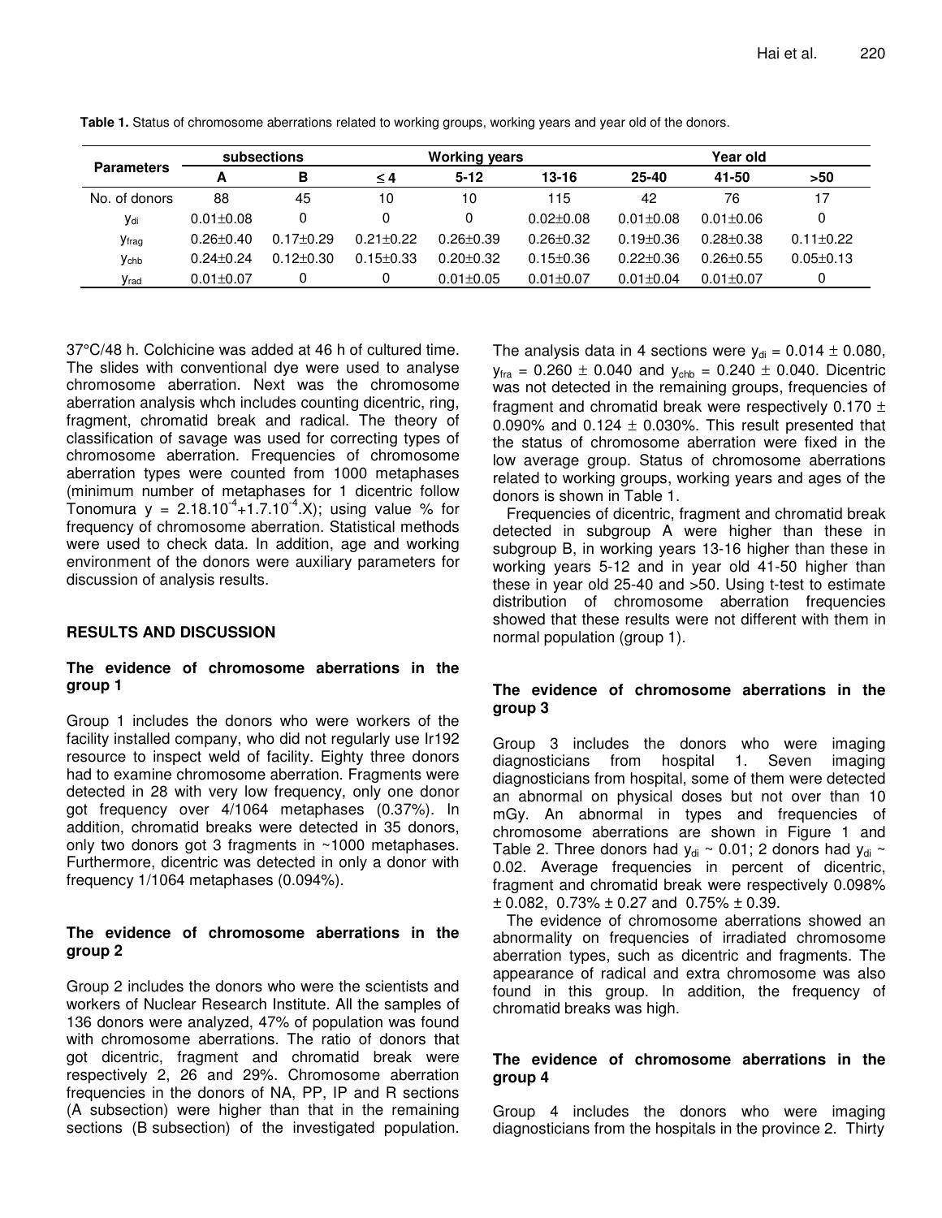**Table 1.** Status of chromosome aberrations related to working groups, working years and year old of the donors.

| Parameters | subsections | | Working years | | | Year old | | |
|---|---|---|---|---|---|---|---|---|
| | A | B | ≤ 4 | 5-12 | 13-16 | 25-40 | 41-50 | >50 |
| No. of donors | 88 | 45 | 10 | 10 | 115 | 42 | 76 | 17 |
| $y_{di}$ | 0.01±0.08 | 0 | 0 | 0 | 0.02±0.08 | 0.01±0.08 | 0.01±0.06 | 0 |
| $y_{frag}$ | 0.26±0.40 | 0.17±0.29 | 0.21±0.22 | 0.26±0.39 | 0.26±0.32 | 0.19±0.36 | 0.28±0.38 | 0.11±0.22 |
| $y_{chb}$ | 0.24±0.24 | 0.12±0.30 | 0.15±0.33 | 0.20±0.32 | 0.15±0.36 | 0.22±0.36 | 0.26±0.55 | 0.05±0.13 |
| $y_{rad}$ | 0.01±0.07 | 0 | 0 | 0.01±0.05 | 0.01±0.07 | 0.01±0.04 | 0.01±0.07 | 0 |

37°C/48 h. Colchicine was added at 46 h of cultured time. The slides with conventional dye were used to analyse chromosome aberration. Next was the chromosome aberration analysis whch includes counting dicentric, ring, fragment, chromatid break and radical. The theory of classification of savage was used for correcting types of chromosome aberration. Frequencies of chromosome aberration types were counted from 1000 metaphases (minimum number of metaphases for 1 dicentric follow Tonomura $y = 2.18.10^{-4}+1.7.10^{-4}.X$); using value % for frequency of chromosome aberration. Statistical methods were used to check data. In addition, age and working environment of the donors were auxiliary parameters for discussion of analysis results.

## RESULTS AND DISCUSSION

### The evidence of chromosome aberrations in the group 1

Group 1 includes the donors who were workers of the facility installed company, who did not regularly use Ir192 resource to inspect weld of facility. Eighty three donors had to examine chromosome aberration. Fragments were detected in 28 with very low frequency, only one donor got frequency over 4/1064 metaphases (0.37%). In addition, chromatid breaks were detected in 35 donors, only two donors got 3 fragments in ~1000 metaphases. Furthermore, dicentric was detected in only a donor with frequency 1/1064 metaphases (0.094%).

### The evidence of chromosome aberrations in the group 2

Group 2 includes the donors who were the scientists and workers of Nuclear Research Institute. All the samples of 136 donors were analyzed, 47% of population was found with chromosome aberrations. The ratio of donors that got dicentric, fragment and chromatid break were respectively 2, 26 and 29%. Chromosome aberration frequencies in the donors of NA, PP, IP and R sections (A subsection) were higher than that in the remaining sections (B subsection) of the investigated population. The analysis data in 4 sections were $y_{di} = 0.014 \pm 0.080$, $y_{fra} = 0.260 \pm 0.040$ and $y_{chb} = 0.240 \pm 0.040$. Dicentric was not detected in the remaining groups, frequencies of fragment and chromatid break were respectively 0.170 ± 0.090% and 0.124 ± 0.030%. This result presented that the status of chromosome aberration were fixed in the low average group. Status of chromosome aberrations related to working groups, working years and ages of the donors is shown in Table 1.

Frequencies of dicentric, fragment and chromatid break detected in subgroup A were higher than these in subgroup B, in working years 13-16 higher than these in working years 5-12 and in year old 41-50 higher than these in year old 25-40 and >50. Using t-test to estimate distribution of chromosome aberration frequencies showed that these results were not different with them in normal population (group 1).

### The evidence of chromosome aberrations in the group 3

Group 3 includes the donors who were imaging diagnosticians from hospital 1. Seven imaging diagnosticians from hospital, some of them were detected an abnormal on physical doses but not over than 10 mGy. An abnormal in types and frequencies of chromosome aberrations are shown in Figure 1 and Table 2. Three donors had $y_{di} \sim 0.01$; 2 donors had $y_{di} \sim 0.02$. Average frequencies in percent of dicentric, fragment and chromatid break were respectively 0.098% ± 0.082, 0.73% ± 0.27 and 0.75% ± 0.39.

The evidence of chromosome aberrations showed an abnormality on frequencies of irradiated chromosome aberration types, such as dicentric and fragments. The appearance of radical and extra chromosome was also found in this group. In addition, the frequency of chromatid breaks was high.

### The evidence of chromosome aberrations in the group 4

Group 4 includes the donors who were imaging diagnosticians from the hospitals in the province 2. Thirty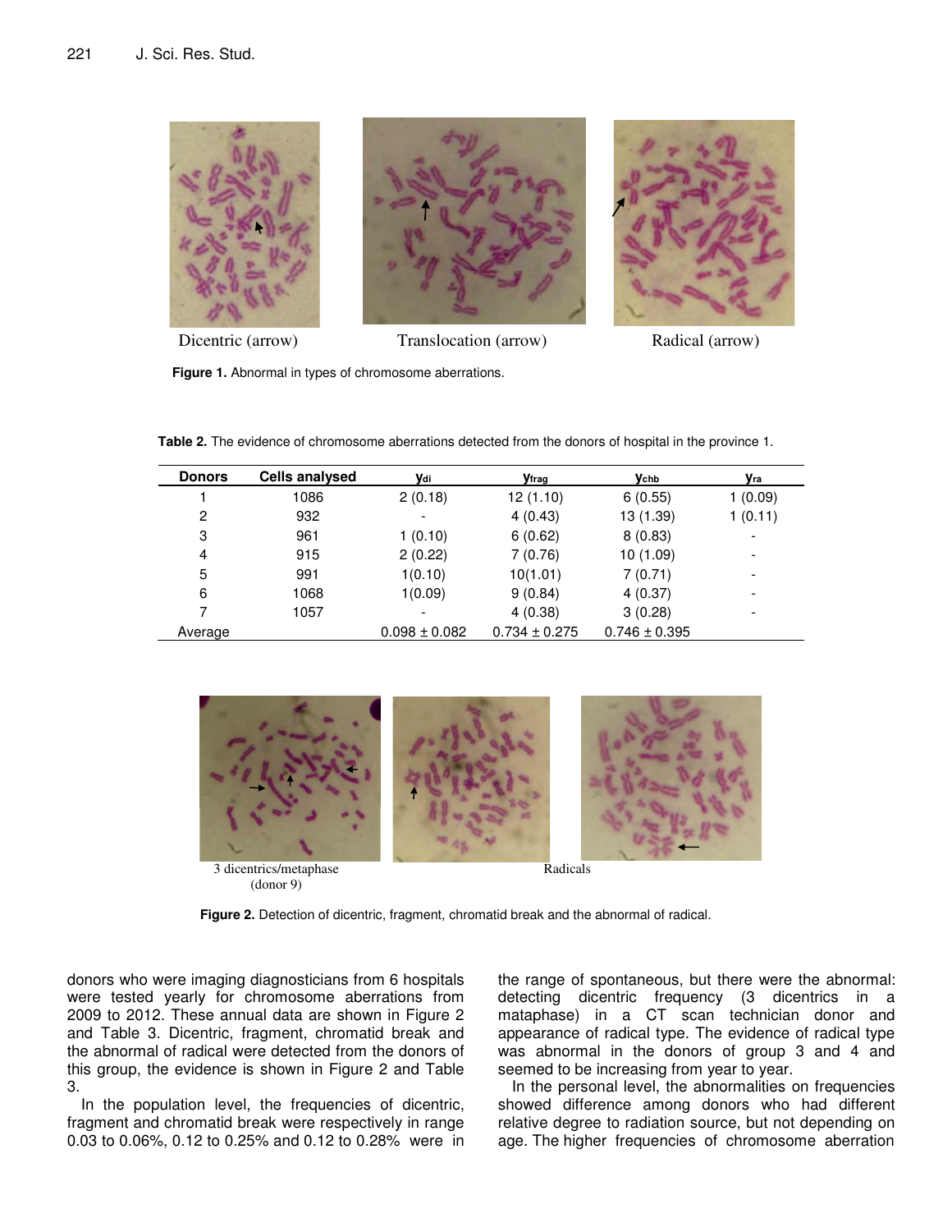Dicentric (arrow) Translocation (arrow) Radical (arrow)

**Figure 1.** Abnormal in types of chromosome aberrations.

**Table 2.** The evidence of chromosome aberrations detected from the donors of hospital in the province 1.

| Donors | Cells analysed | $y_{di}$ | $y_{frag}$ | $y_{chb}$ | $y_{ra}$ |
|---|---|---|---|---|---|
| 1 | 1086 | 2 (0.18) | 12 (1.10) | 6 (0.55) | 1 (0.09) |
| 2 | 932 | - | 4 (0.43) | 13 (1.39) | 1 (0.11) |
| 3 | 961 | 1 (0.10) | 6 (0.62) | 8 (0.83) | - |
| 4 | 915 | 2 (0.22) | 7 (0.76) | 10 (1.09) | - |
| 5 | 991 | 1(0.10) | 10(1.01) | 7 (0.71) | - |
| 6 | 1068 | 1(0.09) | 9 (0.84) | 4 (0.37) | - |
| 7 | 1057 | - | 4 (0.38) | 3 (0.28) | - |
| Average | | 0.098 ± 0.082 | 0.734 ± 0.275 | 0.746 ± 0.395 | |

3 dicentrics/metaphase (donor 9) Radicals

**Figure 2.** Detection of dicentric, fragment, chromatid break and the abnormal of radical.

donors who were imaging diagnosticians from 6 hospitals were tested yearly for chromosome aberrations from 2009 to 2012. These annual data are shown in Figure 2 and Table 3. Dicentric, fragment, chromatid break and the abnormal of radical were detected from the donors of this group, the evidence is shown in Figure 2 and Table 3.

In the population level, the frequencies of dicentric, fragment and chromatid break were respectively in range 0.03 to 0.06%, 0.12 to 0.25% and 0.12 to 0.28% were in the range of spontaneous, but there were the abnormal: detecting dicentric frequency (3 dicentrics in a mataphase) in a CT scan technician donor and appearance of radical type. The evidence of radical type was abnormal in the donors of group 3 and 4 and seemed to be increasing from year to year.

In the personal level, the abnormalities on frequencies showed difference among donors who had different relative degree to radiation source, but not depending on age. The higher frequencies of chromosome aberration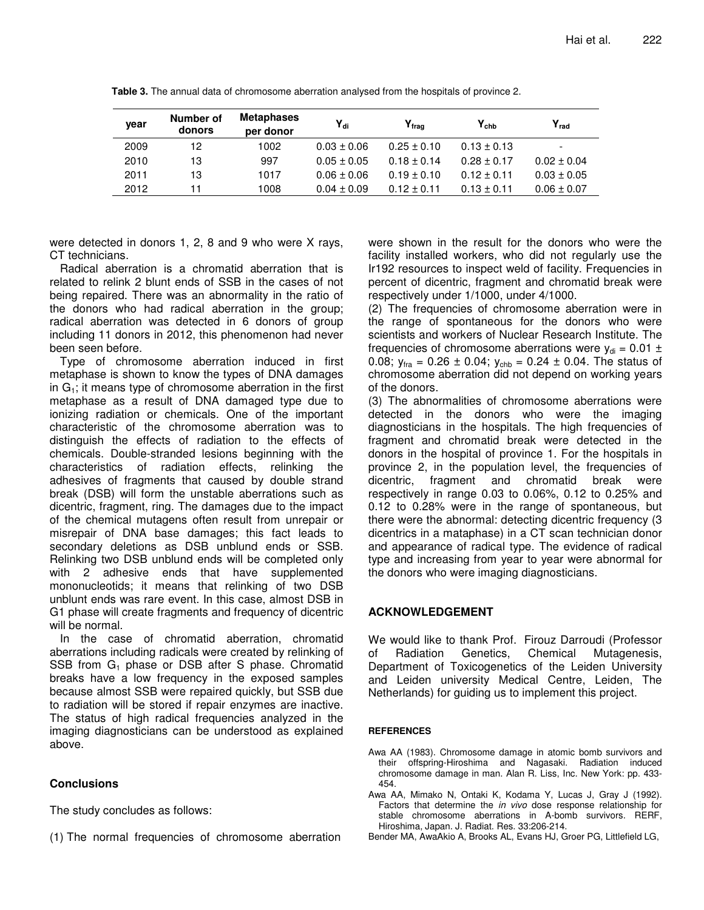**Table 3.** The annual data of chromosome aberration analysed from the hospitals of province 2.

| year | Number of donors | Metaphases per donor | $Y_{di}$ | $Y_{frag}$ | $Y_{chb}$ | $Y_{rad}$ |
|---|---|---|---|---|---|---|
| 2009 | 12 | 1002 | 0.03 ± 0.06 | 0.25 ± 0.10 | 0.13 ± 0.13 | - |
| 2010 | 13 | 997 | 0.05 ± 0.05 | 0.18 ± 0.14 | 0.28 ± 0.17 | 0.02 ± 0.04 |
| 2011 | 13 | 1017 | 0.06 ± 0.06 | 0.19 ± 0.10 | 0.12 ± 0.11 | 0.03 ± 0.05 |
| 2012 | 11 | 1008 | 0.04 ± 0.09 | 0.12 ± 0.11 | 0.13 ± 0.11 | 0.06 ± 0.07 |

were detected in donors 1, 2, 8 and 9 who were X rays, CT technicians.

Radical aberration is a chromatid aberration that is related to relink 2 blunt ends of SSB in the cases of not being repaired. There was an abnormality in the ratio of the donors who had radical aberration in the group; radical aberration was detected in 6 donors of group including 11 donors in 2012, this phenomenon had never been seen before.

Type of chromosome aberration induced in first metaphase is shown to know the types of DNA damages in $G_1$; it means type of chromosome aberration in the first metaphase as a result of DNA damaged type due to ionizing radiation or chemicals. One of the important characteristic of the chromosome aberration was to distinguish the effects of radiation to the effects of chemicals. Double-stranded lesions beginning with the characteristics of radiation effects, relinking the adhesives of fragments that caused by double strand break (DSB) will form the unstable aberrations such as dicentric, fragment, ring. The damages due to the impact of the chemical mutagens often result from unrepair or misrepair of DNA base damages; this fact leads to secondary deletions as DSB unblund ends or SSB. Relinking two DSB unblund ends will be completed only with 2 adhesive ends that have supplemented mononucleotids; it means that relinking of two DSB unblunt ends was rare event. In this case, almost DSB in G1 phase will create fragments and frequency of dicentric will be normal.

In the case of chromatid aberration, chromatid aberrations including radicals were created by relinking of SSB from $G_1$ phase or DSB after S phase. Chromatid breaks have a low frequency in the exposed samples because almost SSB were repaired quickly, but SSB due to radiation will be stored if repair enzymes are inactive. The status of high radical frequencies analyzed in the imaging diagnosticians can be understood as explained above.

## Conclusions

The study concludes as follows:

(1) The normal frequencies of chromosome aberration were shown in the result for the donors who were the facility installed workers, who did not regularly use the Ir192 resources to inspect weld of facility. Frequencies in percent of dicentric, fragment and chromatid break were respectively under 1/1000, under 4/1000.

(2) The frequencies of chromosome aberration were in the range of spontaneous for the donors who were scientists and workers of Nuclear Research Institute. The frequencies of chromosome aberrations were $y_{di} = 0.01 \pm 0.08$; $y_{fra} = 0.26 \pm 0.04$; $y_{chb} = 0.24 \pm 0.04$. The status of chromosome aberration did not depend on working years of the donors.

(3) The abnormalities of chromosome aberrations were detected in the donors who were the imaging diagnosticians in the hospitals. The high frequencies of fragment and chromatid break were detected in the donors in the hospital of province 1. For the hospitals in province 2, in the population level, the frequencies of dicentric, fragment and chromatid break were respectively in range 0.03 to 0.06%, 0.12 to 0.25% and 0.12 to 0.28% were in the range of spontaneous, but there were the abnormal: detecting dicentric frequency (3 dicentrics in a mataphase) in a CT scan technician donor and appearance of radical type. The evidence of radical type and increasing from year to year were abnormal for the donors who were imaging diagnosticians.

## ACKNOWLEDGEMENT

We would like to thank Prof. Firouz Darroudi (Professor of Radiation Genetics, Chemical Mutagenesis, Department of Toxicogenetics of the Leiden University and Leiden university Medical Centre, Leiden, The Netherlands) for guiding us to implement this project.

## REFERENCES

Awa AA (1983). Chromosome damage in atomic bomb survivors and their offspring-Hiroshima and Nagasaki. Radiation induced chromosome damage in man. Alan R. Liss, Inc. New York: pp. 433-454.

Awa AA, Mimako N, Ontaki K, Kodama Y, Lucas J, Gray J (1992). Factors that determine the *in vivo* dose response relationship for stable chromosome aberrations in A-bomb survivors. RERF, Hiroshima, Japan. J. Radiat. Res. 33:206-214.

Bender MA, AwaAkio A, Brooks AL, Evans HJ, Groer PG, Littlefield LG,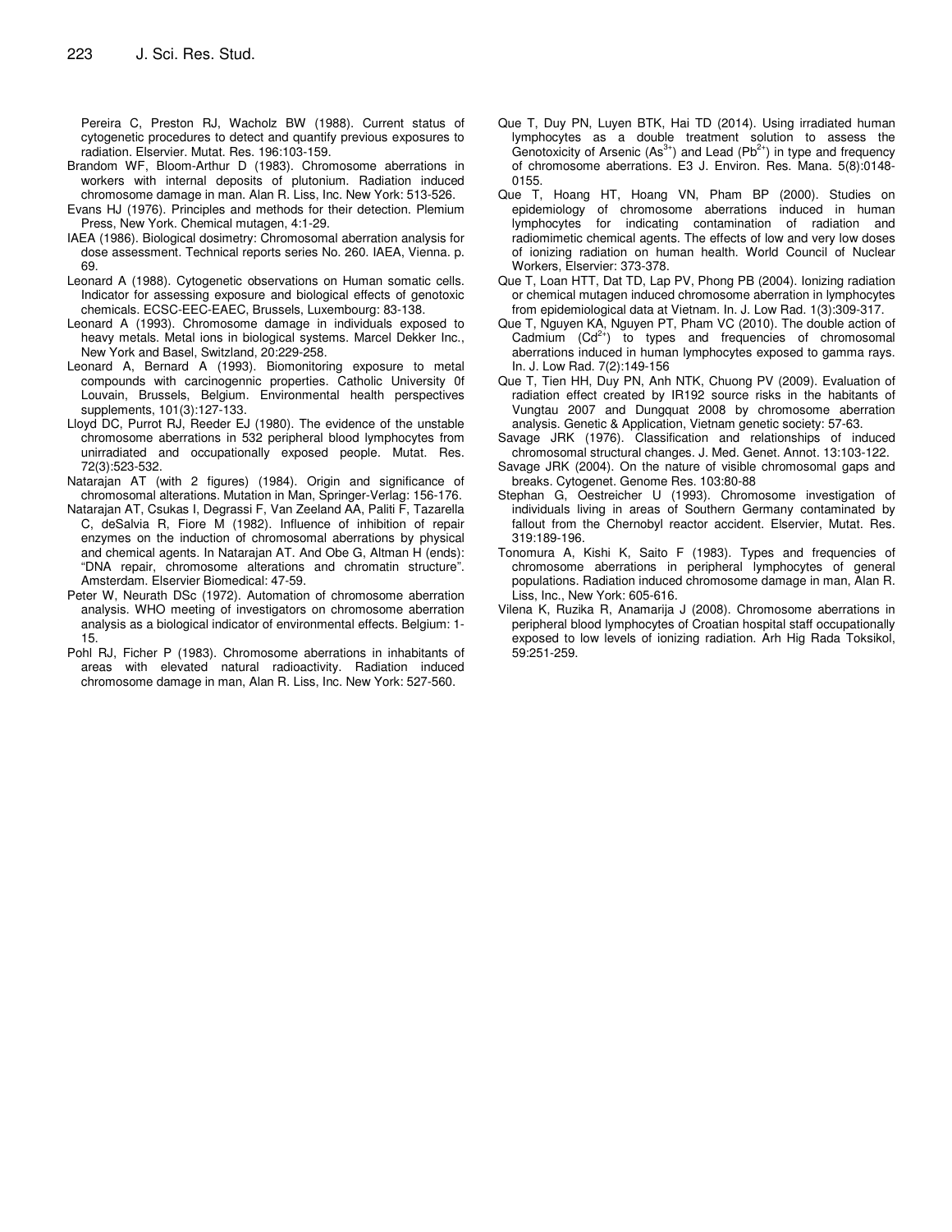Pereira C, Preston RJ, Wacholz BW (1988). Current status of cytogenetic procedures to detect and quantify previous exposures to radiation. Elservier. Mutat. Res. 196:103-159.

Brandom WF, Bloom-Arthur D (1983). Chromosome aberrations in workers with internal deposits of plutonium. Radiation induced chromosome damage in man. Alan R. Liss, Inc. New York: 513-526.

Evans HJ (1976). Principles and methods for their detection. Plemium Press, New York. Chemical mutagen, 4:1-29.

IAEA (1986). Biological dosimetry: Chromosomal aberration analysis for dose assessment. Technical reports series No. 260. IAEA, Vienna. p. 69.

Leonard A (1988). Cytogenetic observations on Human somatic cells. Indicator for assessing exposure and biological effects of genotoxic chemicals. ECSC-EEC-EAEC, Brussels, Luxembourg: 83-138.

Leonard A (1993). Chromosome damage in individuals exposed to heavy metals. Metal ions in biological systems. Marcel Dekker Inc., New York and Basel, Switzland, 20:229-258.

Leonard A, Bernard A (1993). Biomonitoring exposure to metal compounds with carcinogennic properties. Catholic University 0f Louvain, Brussels, Belgium. Environmental health perspectives supplements, 101(3):127-133.

Lloyd DC, Purrot RJ, Reeder EJ (1980). The evidence of the unstable chromosome aberrations in 532 peripheral blood lymphocytes from unirradiated and occupationally exposed people. Mutat. Res. 72(3):523-532.

Natarajan AT (with 2 figures) (1984). Origin and significance of chromosomal alterations. Mutation in Man, Springer-Verlag: 156-176.

Natarajan AT, Csukas I, Degrassi F, Van Zeeland AA, Paliti F, Tazarella C, deSalvia R, Fiore M (1982). Influence of inhibition of repair enzymes on the induction of chromosomal aberrations by physical and chemical agents. In Natarajan AT. And Obe G, Altman H (ends): "DNA repair, chromosome alterations and chromatin structure". Amsterdam. Elservier Biomedical: 47-59.

Peter W, Neurath DSc (1972). Automation of chromosome aberration analysis. WHO meeting of investigators on chromosome aberration analysis as a biological indicator of environmental effects. Belgium: 1-15.

Pohl RJ, Ficher P (1983). Chromosome aberrations in inhabitants of areas with elevated natural radioactivity. Radiation induced chromosome damage in man, Alan R. Liss, Inc. New York: 527-560.

Que T, Duy PN, Luyen BTK, Hai TD (2014). Using irradiated human lymphocytes as a double treatment solution to assess the Genotoxicity of Arsenic ($As^{3+}$) and Lead ($Pb^{2+}$) in type and frequency of chromosome aberrations. E3 J. Environ. Res. Mana. 5(8):0148-0155.

Que T, Hoang HT, Hoang VN, Pham BP (2000). Studies on epidemiology of chromosome aberrations induced in human lymphocytes for indicating contamination of radiation and radiomimetic chemical agents. The effects of low and very low doses of ionizing radiation on human health. World Council of Nuclear Workers, Elservier: 373-378.

Que T, Loan HTT, Dat TD, Lap PV, Phong PB (2004). Ionizing radiation or chemical mutagen induced chromosome aberration in lymphocytes from epidemiological data at Vietnam. In. J. Low Rad. 1(3):309-317.

Que T, Nguyen KA, Nguyen PT, Pham VC (2010). The double action of Cadmium ($Cd^{2+}$) to types and frequencies of chromosomal aberrations induced in human lymphocytes exposed to gamma rays. In. J. Low Rad. 7(2):149-156

Que T, Tien HH, Duy PN, Anh NTK, Chuong PV (2009). Evaluation of radiation effect created by IR192 source risks in the habitants of Vungtau 2007 and Dungquat 2008 by chromosome aberration analysis. Genetic & Application, Vietnam genetic society: 57-63.

Savage JRK (1976). Classification and relationships of induced chromosomal structural changes. J. Med. Genet. Annot. 13:103-122.

Savage JRK (2004). On the nature of visible chromosomal gaps and breaks. Cytogenet. Genome Res. 103:80-88

Stephan G, Oestreicher U (1993). Chromosome investigation of individuals living in areas of Southern Germany contaminated by fallout from the Chernobyl reactor accident. Elservier, Mutat. Res. 319:189-196.

Tonomura A, Kishi K, Saito F (1983). Types and frequencies of chromosome aberrations in peripheral lymphocytes of general populations. Radiation induced chromosome damage in man, Alan R. Liss, Inc., New York: 605-616.

Vilena K, Ruzika R, Anamarija J (2008). Chromosome aberrations in peripheral blood lymphocytes of Croatian hospital staff occupationally exposed to low levels of ionizing radiation. Arh Hig Rada Toksikol, 59:251-259.